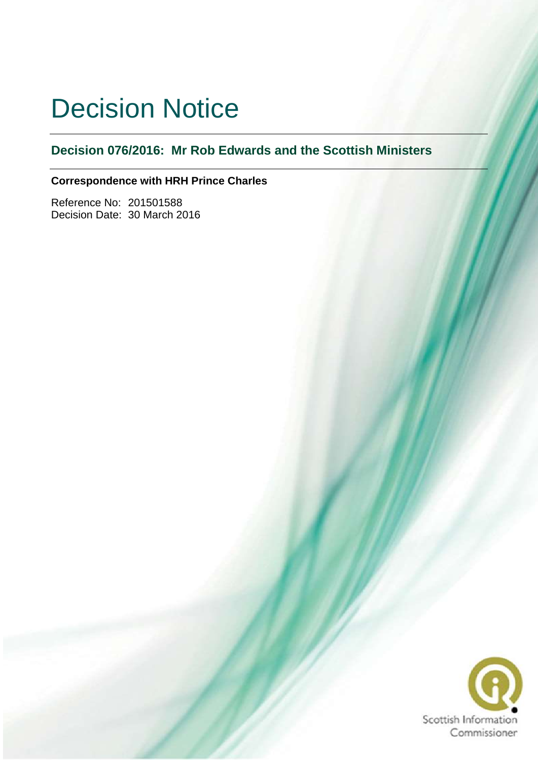# Decision Notice

## Decision 076/2016: Mr Rob Edwards and the Scottish Ministers

**Correspondence with HRH Prince Charles**

Reference No: 201501588
Decision Date: 30 March 2016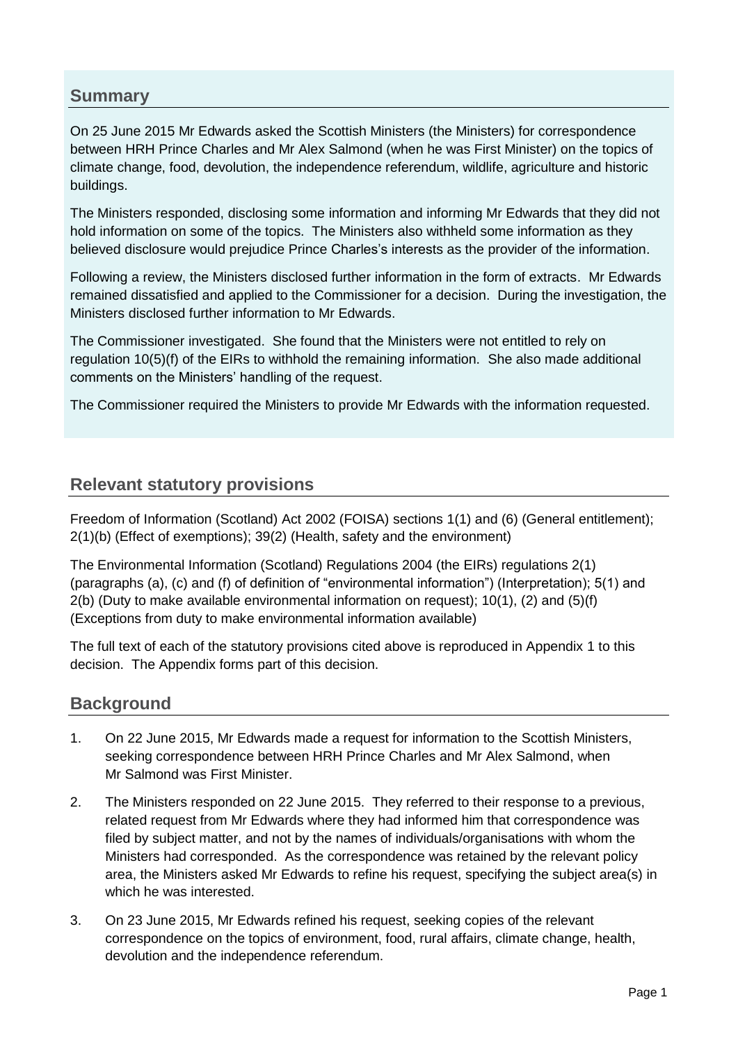## Summary

On 25 June 2015 Mr Edwards asked the Scottish Ministers (the Ministers) for correspondence between HRH Prince Charles and Mr Alex Salmond (when he was First Minister) on the topics of climate change, food, devolution, the independence referendum, wildlife, agriculture and historic buildings.

The Ministers responded, disclosing some information and informing Mr Edwards that they did not hold information on some of the topics. The Ministers also withheld some information as they believed disclosure would prejudice Prince Charles's interests as the provider of the information.

Following a review, the Ministers disclosed further information in the form of extracts. Mr Edwards remained dissatisfied and applied to the Commissioner for a decision. During the investigation, the Ministers disclosed further information to Mr Edwards.

The Commissioner investigated. She found that the Ministers were not entitled to rely on regulation 10(5)(f) of the EIRs to withhold the remaining information. She also made additional comments on the Ministers' handling of the request.

The Commissioner required the Ministers to provide Mr Edwards with the information requested.

## Relevant statutory provisions

Freedom of Information (Scotland) Act 2002 (FOISA) sections 1(1) and (6) (General entitlement); 2(1)(b) (Effect of exemptions); 39(2) (Health, safety and the environment)

The Environmental Information (Scotland) Regulations 2004 (the EIRs) regulations 2(1) (paragraphs (a), (c) and (f) of definition of "environmental information") (Interpretation); 5(1) and 2(b) (Duty to make available environmental information on request); 10(1), (2) and (5)(f) (Exceptions from duty to make environmental information available)

The full text of each of the statutory provisions cited above is reproduced in Appendix 1 to this decision. The Appendix forms part of this decision.

## Background

1. On 22 June 2015, Mr Edwards made a request for information to the Scottish Ministers, seeking correspondence between HRH Prince Charles and Mr Alex Salmond, when Mr Salmond was First Minister.

2. The Ministers responded on 22 June 2015. They referred to their response to a previous, related request from Mr Edwards where they had informed him that correspondence was filed by subject matter, and not by the names of individuals/organisations with whom the Ministers had corresponded. As the correspondence was retained by the relevant policy area, the Ministers asked Mr Edwards to refine his request, specifying the subject area(s) in which he was interested.

3. On 23 June 2015, Mr Edwards refined his request, seeking copies of the relevant correspondence on the topics of environment, food, rural affairs, climate change, health, devolution and the independence referendum.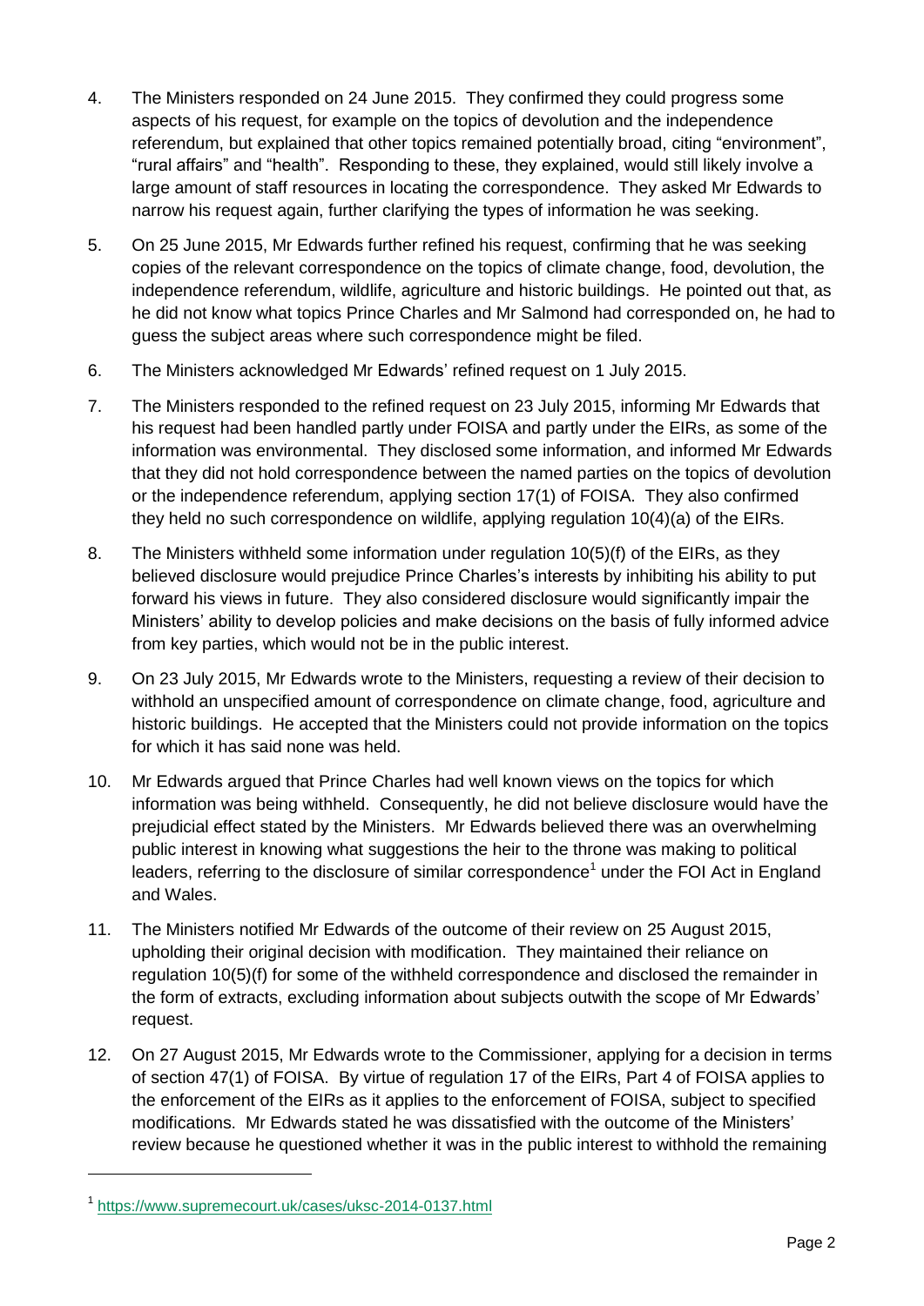4. The Ministers responded on 24 June 2015. They confirmed they could progress some aspects of his request, for example on the topics of devolution and the independence referendum, but explained that other topics remained potentially broad, citing "environment", "rural affairs" and "health". Responding to these, they explained, would still likely involve a large amount of staff resources in locating the correspondence. They asked Mr Edwards to narrow his request again, further clarifying the types of information he was seeking.

5. On 25 June 2015, Mr Edwards further refined his request, confirming that he was seeking copies of the relevant correspondence on the topics of climate change, food, devolution, the independence referendum, wildlife, agriculture and historic buildings. He pointed out that, as he did not know what topics Prince Charles and Mr Salmond had corresponded on, he had to guess the subject areas where such correspondence might be filed.

6. The Ministers acknowledged Mr Edwards' refined request on 1 July 2015.

7. The Ministers responded to the refined request on 23 July 2015, informing Mr Edwards that his request had been handled partly under FOISA and partly under the EIRs, as some of the information was environmental. They disclosed some information, and informed Mr Edwards that they did not hold correspondence between the named parties on the topics of devolution or the independence referendum, applying section 17(1) of FOISA. They also confirmed they held no such correspondence on wildlife, applying regulation 10(4)(a) of the EIRs.

8. The Ministers withheld some information under regulation 10(5)(f) of the EIRs, as they believed disclosure would prejudice Prince Charles's interests by inhibiting his ability to put forward his views in future. They also considered disclosure would significantly impair the Ministers' ability to develop policies and make decisions on the basis of fully informed advice from key parties, which would not be in the public interest.

9. On 23 July 2015, Mr Edwards wrote to the Ministers, requesting a review of their decision to withhold an unspecified amount of correspondence on climate change, food, agriculture and historic buildings. He accepted that the Ministers could not provide information on the topics for which it has said none was held.

10. Mr Edwards argued that Prince Charles had well known views on the topics for which information was being withheld. Consequently, he did not believe disclosure would have the prejudicial effect stated by the Ministers. Mr Edwards believed there was an overwhelming public interest in knowing what suggestions the heir to the throne was making to political leaders, referring to the disclosure of similar correspondence[1] under the FOI Act in England and Wales.

11. The Ministers notified Mr Edwards of the outcome of their review on 25 August 2015, upholding their original decision with modification. They maintained their reliance on regulation 10(5)(f) for some of the withheld correspondence and disclosed the remainder in the form of extracts, excluding information about subjects outwith the scope of Mr Edwards' request.

12. On 27 August 2015, Mr Edwards wrote to the Commissioner, applying for a decision in terms of section 47(1) of FOISA. By virtue of regulation 17 of the EIRs, Part 4 of FOISA applies to the enforcement of the EIRs as it applies to the enforcement of FOISA, subject to specified modifications. Mr Edwards stated he was dissatisfied with the outcome of the Ministers' review because he questioned whether it was in the public interest to withhold the remaining

---

[1] https://www.supremecourt.uk/cases/uksc-2014-0137.html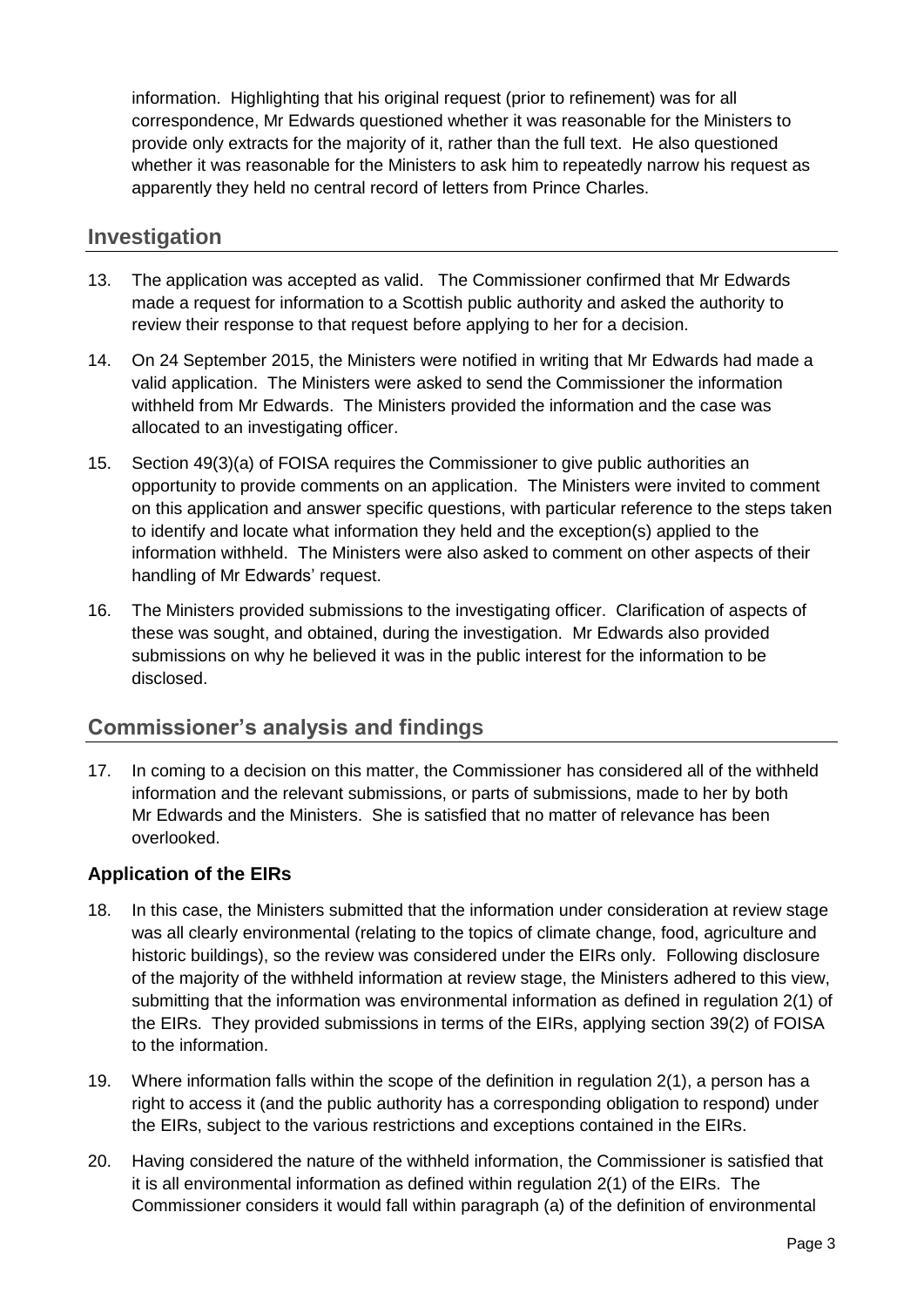information. Highlighting that his original request (prior to refinement) was for all correspondence, Mr Edwards questioned whether it was reasonable for the Ministers to provide only extracts for the majority of it, rather than the full text. He also questioned whether it was reasonable for the Ministers to ask him to repeatedly narrow his request as apparently they held no central record of letters from Prince Charles.

## Investigation

13. The application was accepted as valid. The Commissioner confirmed that Mr Edwards made a request for information to a Scottish public authority and asked the authority to review their response to that request before applying to her for a decision.

14. On 24 September 2015, the Ministers were notified in writing that Mr Edwards had made a valid application. The Ministers were asked to send the Commissioner the information withheld from Mr Edwards. The Ministers provided the information and the case was allocated to an investigating officer.

15. Section 49(3)(a) of FOISA requires the Commissioner to give public authorities an opportunity to provide comments on an application. The Ministers were invited to comment on this application and answer specific questions, with particular reference to the steps taken to identify and locate what information they held and the exception(s) applied to the information withheld. The Ministers were also asked to comment on other aspects of their handling of Mr Edwards' request.

16. The Ministers provided submissions to the investigating officer. Clarification of aspects of these was sought, and obtained, during the investigation. Mr Edwards also provided submissions on why he believed it was in the public interest for the information to be disclosed.

## Commissioner's analysis and findings

17. In coming to a decision on this matter, the Commissioner has considered all of the withheld information and the relevant submissions, or parts of submissions, made to her by both Mr Edwards and the Ministers. She is satisfied that no matter of relevance has been overlooked.

### Application of the EIRs

18. In this case, the Ministers submitted that the information under consideration at review stage was all clearly environmental (relating to the topics of climate change, food, agriculture and historic buildings), so the review was considered under the EIRs only. Following disclosure of the majority of the withheld information at review stage, the Ministers adhered to this view, submitting that the information was environmental information as defined in regulation 2(1) of the EIRs. They provided submissions in terms of the EIRs, applying section 39(2) of FOISA to the information.

19. Where information falls within the scope of the definition in regulation 2(1), a person has a right to access it (and the public authority has a corresponding obligation to respond) under the EIRs, subject to the various restrictions and exceptions contained in the EIRs.

20. Having considered the nature of the withheld information, the Commissioner is satisfied that it is all environmental information as defined within regulation 2(1) of the EIRs. The Commissioner considers it would fall within paragraph (a) of the definition of environmental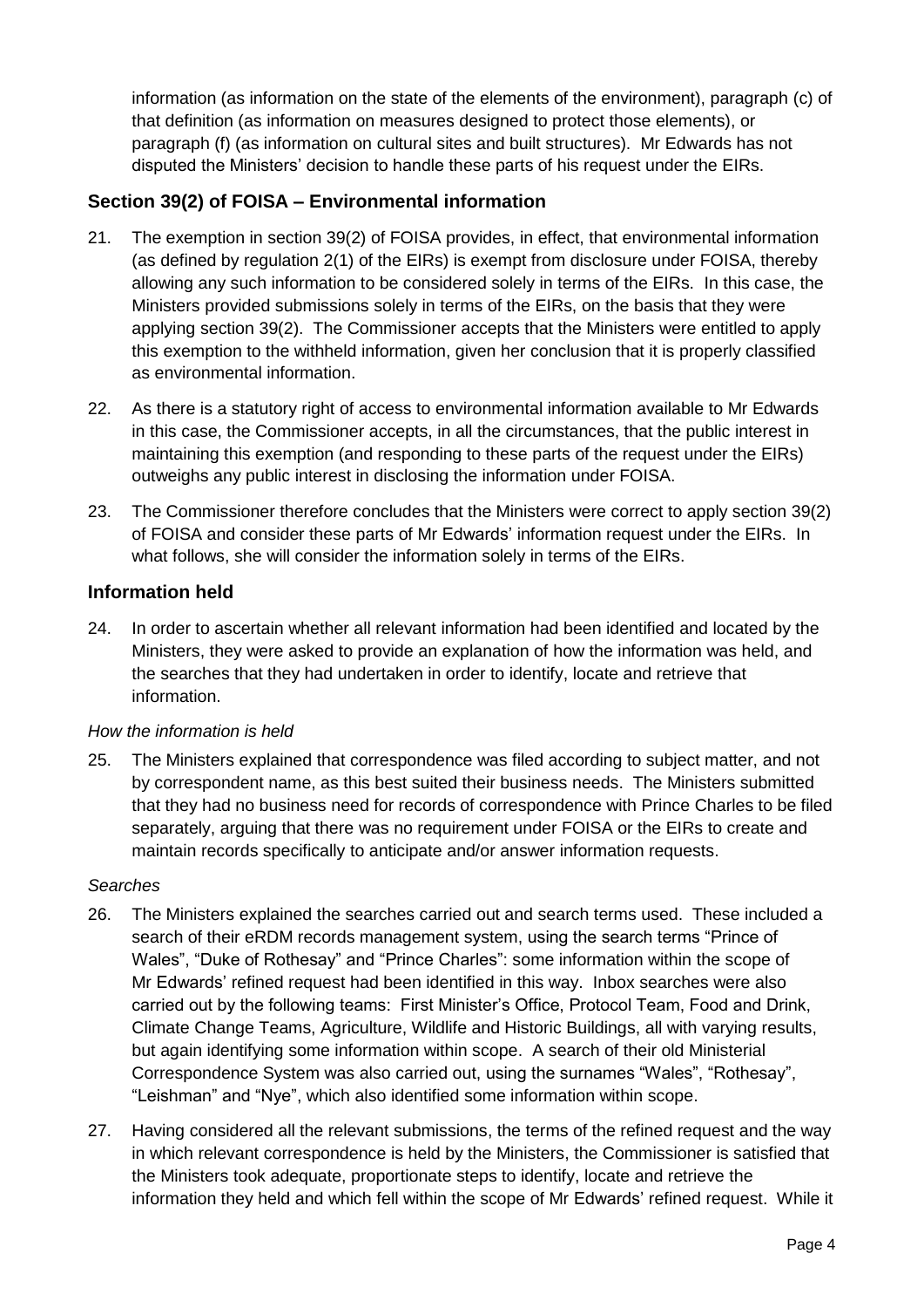information (as information on the state of the elements of the environment), paragraph (c) of that definition (as information on measures designed to protect those elements), or paragraph (f) (as information on cultural sites and built structures). Mr Edwards has not disputed the Ministers' decision to handle these parts of his request under the EIRs.

## Section 39(2) of FOISA – Environmental information

21. The exemption in section 39(2) of FOISA provides, in effect, that environmental information (as defined by regulation 2(1) of the EIRs) is exempt from disclosure under FOISA, thereby allowing any such information to be considered solely in terms of the EIRs. In this case, the Ministers provided submissions solely in terms of the EIRs, on the basis that they were applying section 39(2). The Commissioner accepts that the Ministers were entitled to apply this exemption to the withheld information, given her conclusion that it is properly classified as environmental information.

22. As there is a statutory right of access to environmental information available to Mr Edwards in this case, the Commissioner accepts, in all the circumstances, that the public interest in maintaining this exemption (and responding to these parts of the request under the EIRs) outweighs any public interest in disclosing the information under FOISA.

23. The Commissioner therefore concludes that the Ministers were correct to apply section 39(2) of FOISA and consider these parts of Mr Edwards' information request under the EIRs. In what follows, she will consider the information solely in terms of the EIRs.

## Information held

24. In order to ascertain whether all relevant information had been identified and located by the Ministers, they were asked to provide an explanation of how the information was held, and the searches that they had undertaken in order to identify, locate and retrieve that information.

*How the information is held*

25. The Ministers explained that correspondence was filed according to subject matter, and not by correspondent name, as this best suited their business needs. The Ministers submitted that they had no business need for records of correspondence with Prince Charles to be filed separately, arguing that there was no requirement under FOISA or the EIRs to create and maintain records specifically to anticipate and/or answer information requests.

*Searches*

26. The Ministers explained the searches carried out and search terms used. These included a search of their eRDM records management system, using the search terms "Prince of Wales", "Duke of Rothesay" and "Prince Charles": some information within the scope of Mr Edwards' refined request had been identified in this way. Inbox searches were also carried out by the following teams: First Minister's Office, Protocol Team, Food and Drink, Climate Change Teams, Agriculture, Wildlife and Historic Buildings, all with varying results, but again identifying some information within scope. A search of their old Ministerial Correspondence System was also carried out, using the surnames "Wales", "Rothesay", "Leishman" and "Nye", which also identified some information within scope.

27. Having considered all the relevant submissions, the terms of the refined request and the way in which relevant correspondence is held by the Ministers, the Commissioner is satisfied that the Ministers took adequate, proportionate steps to identify, locate and retrieve the information they held and which fell within the scope of Mr Edwards' refined request. While it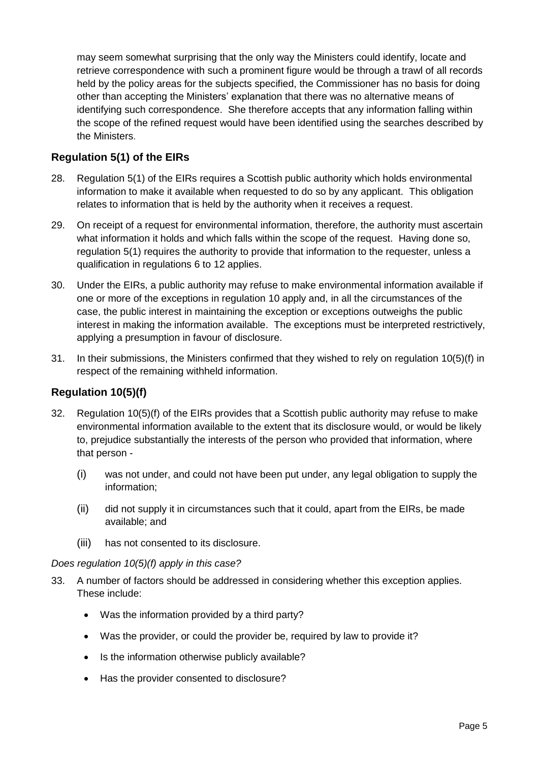may seem somewhat surprising that the only way the Ministers could identify, locate and retrieve correspondence with such a prominent figure would be through a trawl of all records held by the policy areas for the subjects specified, the Commissioner has no basis for doing other than accepting the Ministers' explanation that there was no alternative means of identifying such correspondence. She therefore accepts that any information falling within the scope of the refined request would have been identified using the searches described by the Ministers.

## Regulation 5(1) of the EIRs

28. Regulation 5(1) of the EIRs requires a Scottish public authority which holds environmental information to make it available when requested to do so by any applicant. This obligation relates to information that is held by the authority when it receives a request.

29. On receipt of a request for environmental information, therefore, the authority must ascertain what information it holds and which falls within the scope of the request. Having done so, regulation 5(1) requires the authority to provide that information to the requester, unless a qualification in regulations 6 to 12 applies.

30. Under the EIRs, a public authority may refuse to make environmental information available if one or more of the exceptions in regulation 10 apply and, in all the circumstances of the case, the public interest in maintaining the exception or exceptions outweighs the public interest in making the information available. The exceptions must be interpreted restrictively, applying a presumption in favour of disclosure.

31. In their submissions, the Ministers confirmed that they wished to rely on regulation 10(5)(f) in respect of the remaining withheld information.

## Regulation 10(5)(f)

32. Regulation 10(5)(f) of the EIRs provides that a Scottish public authority may refuse to make environmental information available to the extent that its disclosure would, or would be likely to, prejudice substantially the interests of the person who provided that information, where that person -

    (i) was not under, and could not have been put under, any legal obligation to supply the information;

    (ii) did not supply it in circumstances such that it could, apart from the EIRs, be made available; and

    (iii) has not consented to its disclosure.

*Does regulation 10(5)(f) apply in this case?*

33. A number of factors should be addressed in considering whether this exception applies. These include:

    - Was the information provided by a third party?
    - Was the provider, or could the provider be, required by law to provide it?
    - Is the information otherwise publicly available?
    - Has the provider consented to disclosure?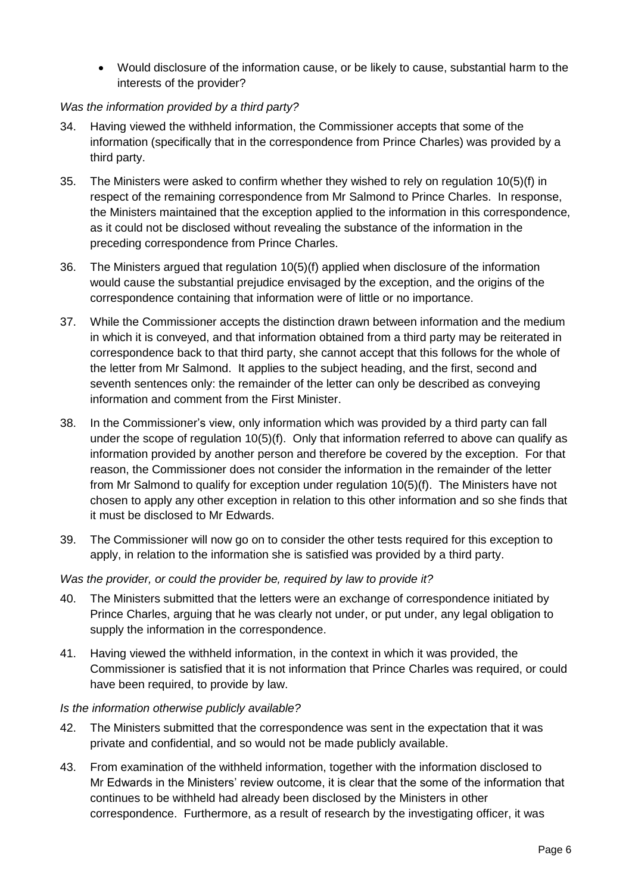- Would disclosure of the information cause, or be likely to cause, substantial harm to the interests of the provider?

*Was the information provided by a third party?*

34. Having viewed the withheld information, the Commissioner accepts that some of the information (specifically that in the correspondence from Prince Charles) was provided by a third party.

35. The Ministers were asked to confirm whether they wished to rely on regulation 10(5)(f) in respect of the remaining correspondence from Mr Salmond to Prince Charles. In response, the Ministers maintained that the exception applied to the information in this correspondence, as it could not be disclosed without revealing the substance of the information in the preceding correspondence from Prince Charles.

36. The Ministers argued that regulation 10(5)(f) applied when disclosure of the information would cause the substantial prejudice envisaged by the exception, and the origins of the correspondence containing that information were of little or no importance.

37. While the Commissioner accepts the distinction drawn between information and the medium in which it is conveyed, and that information obtained from a third party may be reiterated in correspondence back to that third party, she cannot accept that this follows for the whole of the letter from Mr Salmond. It applies to the subject heading, and the first, second and seventh sentences only: the remainder of the letter can only be described as conveying information and comment from the First Minister.

38. In the Commissioner's view, only information which was provided by a third party can fall under the scope of regulation 10(5)(f). Only that information referred to above can qualify as information provided by another person and therefore be covered by the exception. For that reason, the Commissioner does not consider the information in the remainder of the letter from Mr Salmond to qualify for exception under regulation 10(5)(f). The Ministers have not chosen to apply any other exception in relation to this other information and so she finds that it must be disclosed to Mr Edwards.

39. The Commissioner will now go on to consider the other tests required for this exception to apply, in relation to the information she is satisfied was provided by a third party.

*Was the provider, or could the provider be, required by law to provide it?*

40. The Ministers submitted that the letters were an exchange of correspondence initiated by Prince Charles, arguing that he was clearly not under, or put under, any legal obligation to supply the information in the correspondence.

41. Having viewed the withheld information, in the context in which it was provided, the Commissioner is satisfied that it is not information that Prince Charles was required, or could have been required, to provide by law.

*Is the information otherwise publicly available?*

42. The Ministers submitted that the correspondence was sent in the expectation that it was private and confidential, and so would not be made publicly available.

43. From examination of the withheld information, together with the information disclosed to Mr Edwards in the Ministers' review outcome, it is clear that the some of the information that continues to be withheld had already been disclosed by the Ministers in other correspondence. Furthermore, as a result of research by the investigating officer, it was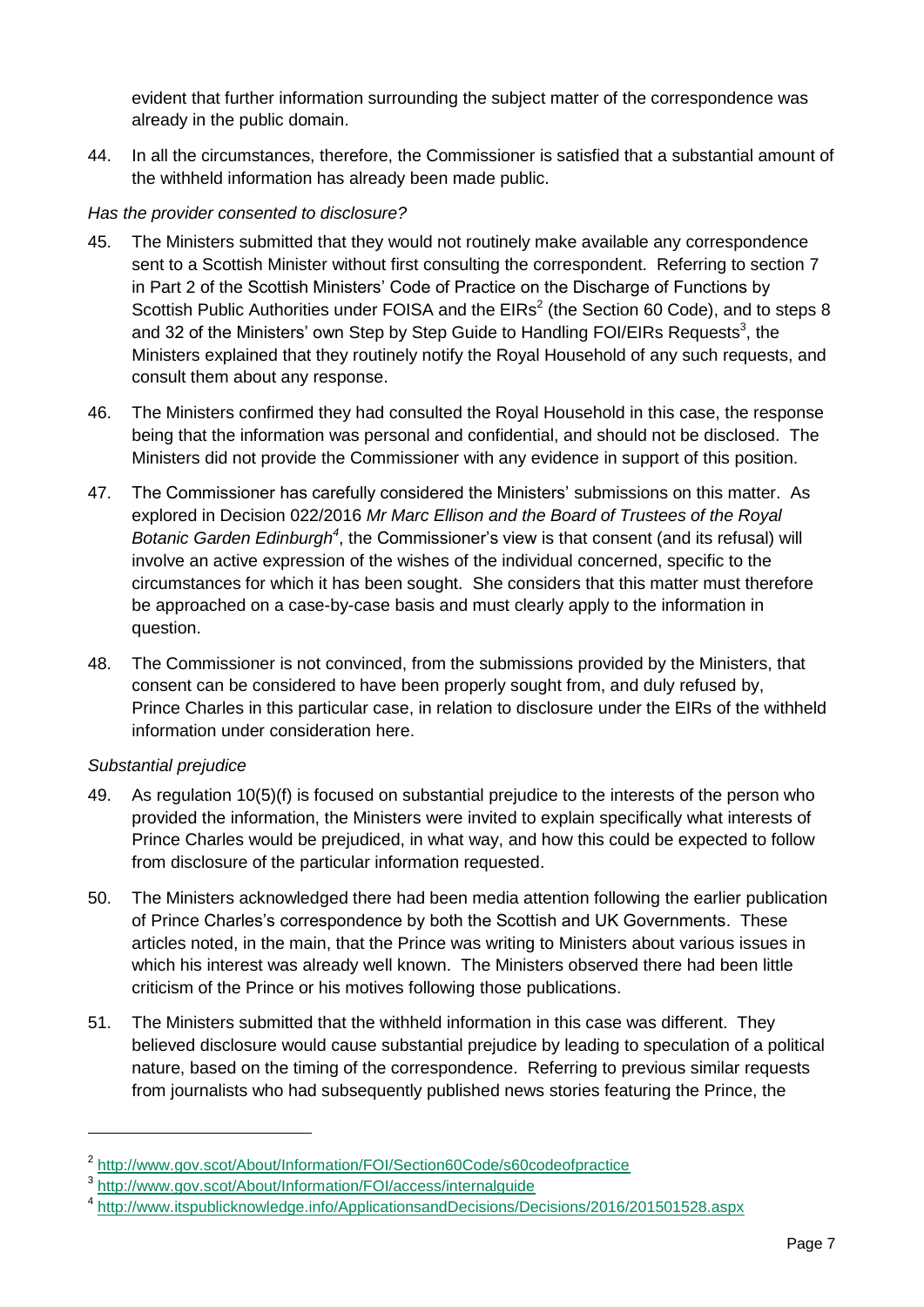evident that further information surrounding the subject matter of the correspondence was already in the public domain.

44. In all the circumstances, therefore, the Commissioner is satisfied that a substantial amount of the withheld information has already been made public.

*Has the provider consented to disclosure?*

45. The Ministers submitted that they would not routinely make available any correspondence sent to a Scottish Minister without first consulting the correspondent. Referring to section 7 in Part 2 of the Scottish Ministers' Code of Practice on the Discharge of Functions by Scottish Public Authorities under FOISA and the EIRs[2] (the Section 60 Code), and to steps 8 and 32 of the Ministers' own Step by Step Guide to Handling FOI/EIRs Requests[3], the Ministers explained that they routinely notify the Royal Household of any such requests, and consult them about any response.

46. The Ministers confirmed they had consulted the Royal Household in this case, the response being that the information was personal and confidential, and should not be disclosed. The Ministers did not provide the Commissioner with any evidence in support of this position.

47. The Commissioner has carefully considered the Ministers' submissions on this matter. As explored in Decision 022/2016 *Mr Marc Ellison and the Board of Trustees of the Royal Botanic Garden Edinburgh*[4], the Commissioner's view is that consent (and its refusal) will involve an active expression of the wishes of the individual concerned, specific to the circumstances for which it has been sought. She considers that this matter must therefore be approached on a case-by-case basis and must clearly apply to the information in question.

48. The Commissioner is not convinced, from the submissions provided by the Ministers, that consent can be considered to have been properly sought from, and duly refused by, Prince Charles in this particular case, in relation to disclosure under the EIRs of the withheld information under consideration here.

*Substantial prejudice*

49. As regulation 10(5)(f) is focused on substantial prejudice to the interests of the person who provided the information, the Ministers were invited to explain specifically what interests of Prince Charles would be prejudiced, in what way, and how this could be expected to follow from disclosure of the particular information requested.

50. The Ministers acknowledged there had been media attention following the earlier publication of Prince Charles's correspondence by both the Scottish and UK Governments. These articles noted, in the main, that the Prince was writing to Ministers about various issues in which his interest was already well known. The Ministers observed there had been little criticism of the Prince or his motives following those publications.

51. The Ministers submitted that the withheld information in this case was different. They believed disclosure would cause substantial prejudice by leading to speculation of a political nature, based on the timing of the correspondence. Referring to previous similar requests from journalists who had subsequently published news stories featuring the Prince, the

---

[2] http://www.gov.scot/About/Information/FOI/Section60Code/s60codeofpractice

[3] http://www.gov.scot/About/Information/FOI/access/internalguide

[4] http://www.itspublicknowledge.info/ApplicationsandDecisions/Decisions/2016/201501528.aspx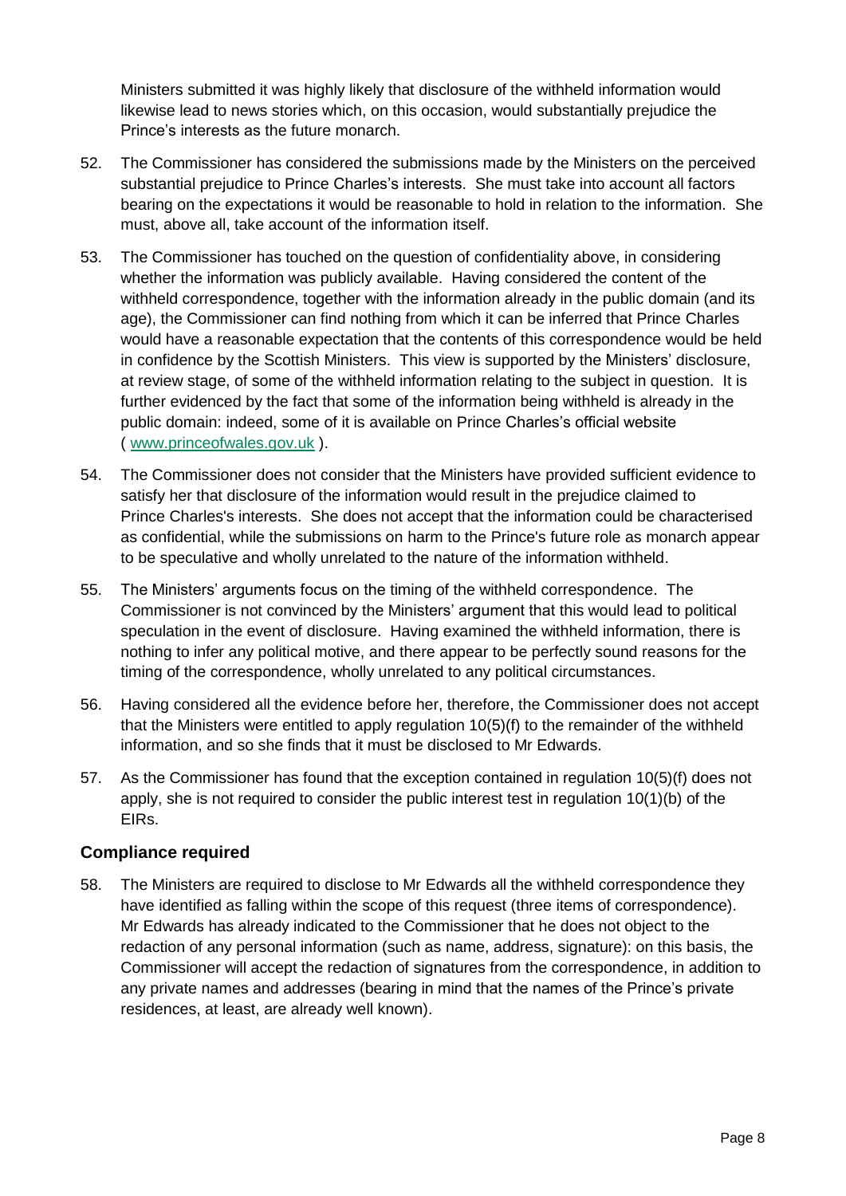Ministers submitted it was highly likely that disclosure of the withheld information would likewise lead to news stories which, on this occasion, would substantially prejudice the Prince's interests as the future monarch.

52. The Commissioner has considered the submissions made by the Ministers on the perceived substantial prejudice to Prince Charles's interests. She must take into account all factors bearing on the expectations it would be reasonable to hold in relation to the information. She must, above all, take account of the information itself.

53. The Commissioner has touched on the question of confidentiality above, in considering whether the information was publicly available. Having considered the content of the withheld correspondence, together with the information already in the public domain (and its age), the Commissioner can find nothing from which it can be inferred that Prince Charles would have a reasonable expectation that the contents of this correspondence would be held in confidence by the Scottish Ministers. This view is supported by the Ministers' disclosure, at review stage, of some of the withheld information relating to the subject in question. It is further evidenced by the fact that some of the information being withheld is already in the public domain: indeed, some of it is available on Prince Charles's official website ( www.princeofwales.gov.uk ).

54. The Commissioner does not consider that the Ministers have provided sufficient evidence to satisfy her that disclosure of the information would result in the prejudice claimed to Prince Charles's interests. She does not accept that the information could be characterised as confidential, while the submissions on harm to the Prince's future role as monarch appear to be speculative and wholly unrelated to the nature of the information withheld.

55. The Ministers' arguments focus on the timing of the withheld correspondence. The Commissioner is not convinced by the Ministers' argument that this would lead to political speculation in the event of disclosure. Having examined the withheld information, there is nothing to infer any political motive, and there appear to be perfectly sound reasons for the timing of the correspondence, wholly unrelated to any political circumstances.

56. Having considered all the evidence before her, therefore, the Commissioner does not accept that the Ministers were entitled to apply regulation 10(5)(f) to the remainder of the withheld information, and so she finds that it must be disclosed to Mr Edwards.

57. As the Commissioner has found that the exception contained in regulation 10(5)(f) does not apply, she is not required to consider the public interest test in regulation 10(1)(b) of the EIRs.

## Compliance required

58. The Ministers are required to disclose to Mr Edwards all the withheld correspondence they have identified as falling within the scope of this request (three items of correspondence). Mr Edwards has already indicated to the Commissioner that he does not object to the redaction of any personal information (such as name, address, signature): on this basis, the Commissioner will accept the redaction of signatures from the correspondence, in addition to any private names and addresses (bearing in mind that the names of the Prince's private residences, at least, are already well known).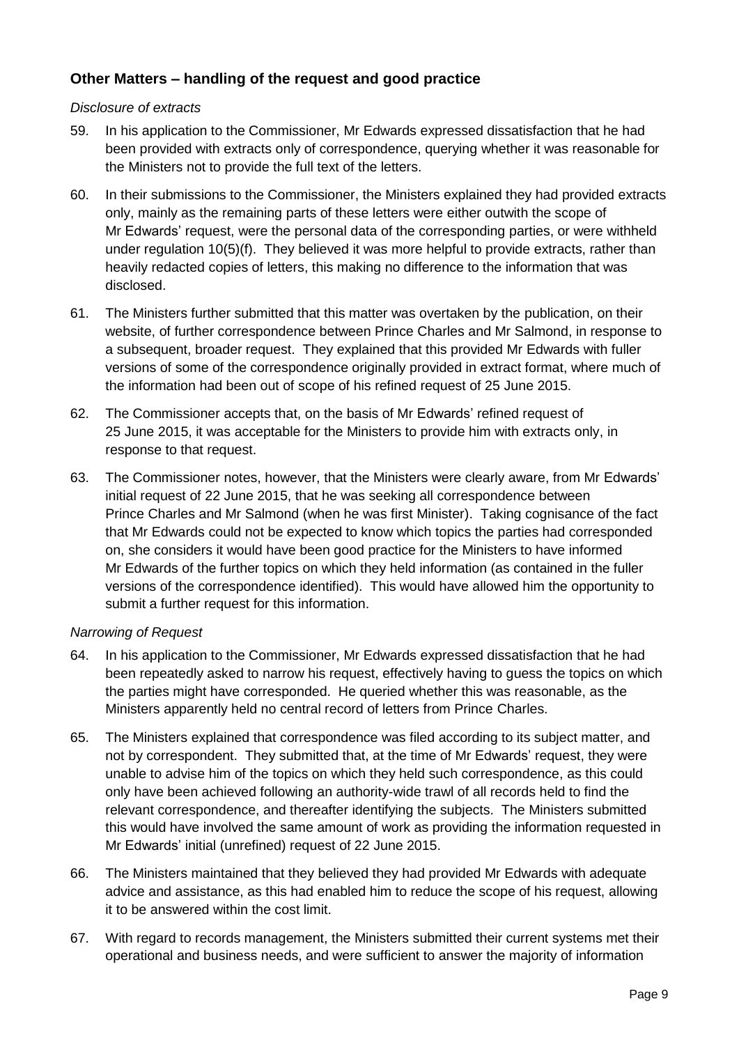## Other Matters – handling of the request and good practice

*Disclosure of extracts*

59. In his application to the Commissioner, Mr Edwards expressed dissatisfaction that he had been provided with extracts only of correspondence, querying whether it was reasonable for the Ministers not to provide the full text of the letters.

60. In their submissions to the Commissioner, the Ministers explained they had provided extracts only, mainly as the remaining parts of these letters were either outwith the scope of Mr Edwards' request, were the personal data of the corresponding parties, or were withheld under regulation 10(5)(f). They believed it was more helpful to provide extracts, rather than heavily redacted copies of letters, this making no difference to the information that was disclosed.

61. The Ministers further submitted that this matter was overtaken by the publication, on their website, of further correspondence between Prince Charles and Mr Salmond, in response to a subsequent, broader request. They explained that this provided Mr Edwards with fuller versions of some of the correspondence originally provided in extract format, where much of the information had been out of scope of his refined request of 25 June 2015.

62. The Commissioner accepts that, on the basis of Mr Edwards' refined request of 25 June 2015, it was acceptable for the Ministers to provide him with extracts only, in response to that request.

63. The Commissioner notes, however, that the Ministers were clearly aware, from Mr Edwards' initial request of 22 June 2015, that he was seeking all correspondence between Prince Charles and Mr Salmond (when he was first Minister). Taking cognisance of the fact that Mr Edwards could not be expected to know which topics the parties had corresponded on, she considers it would have been good practice for the Ministers to have informed Mr Edwards of the further topics on which they held information (as contained in the fuller versions of the correspondence identified). This would have allowed him the opportunity to submit a further request for this information.

*Narrowing of Request*

64. In his application to the Commissioner, Mr Edwards expressed dissatisfaction that he had been repeatedly asked to narrow his request, effectively having to guess the topics on which the parties might have corresponded. He queried whether this was reasonable, as the Ministers apparently held no central record of letters from Prince Charles.

65. The Ministers explained that correspondence was filed according to its subject matter, and not by correspondent. They submitted that, at the time of Mr Edwards' request, they were unable to advise him of the topics on which they held such correspondence, as this could only have been achieved following an authority-wide trawl of all records held to find the relevant correspondence, and thereafter identifying the subjects. The Ministers submitted this would have involved the same amount of work as providing the information requested in Mr Edwards' initial (unrefined) request of 22 June 2015.

66. The Ministers maintained that they believed they had provided Mr Edwards with adequate advice and assistance, as this had enabled him to reduce the scope of his request, allowing it to be answered within the cost limit.

67. With regard to records management, the Ministers submitted their current systems met their operational and business needs, and were sufficient to answer the majority of information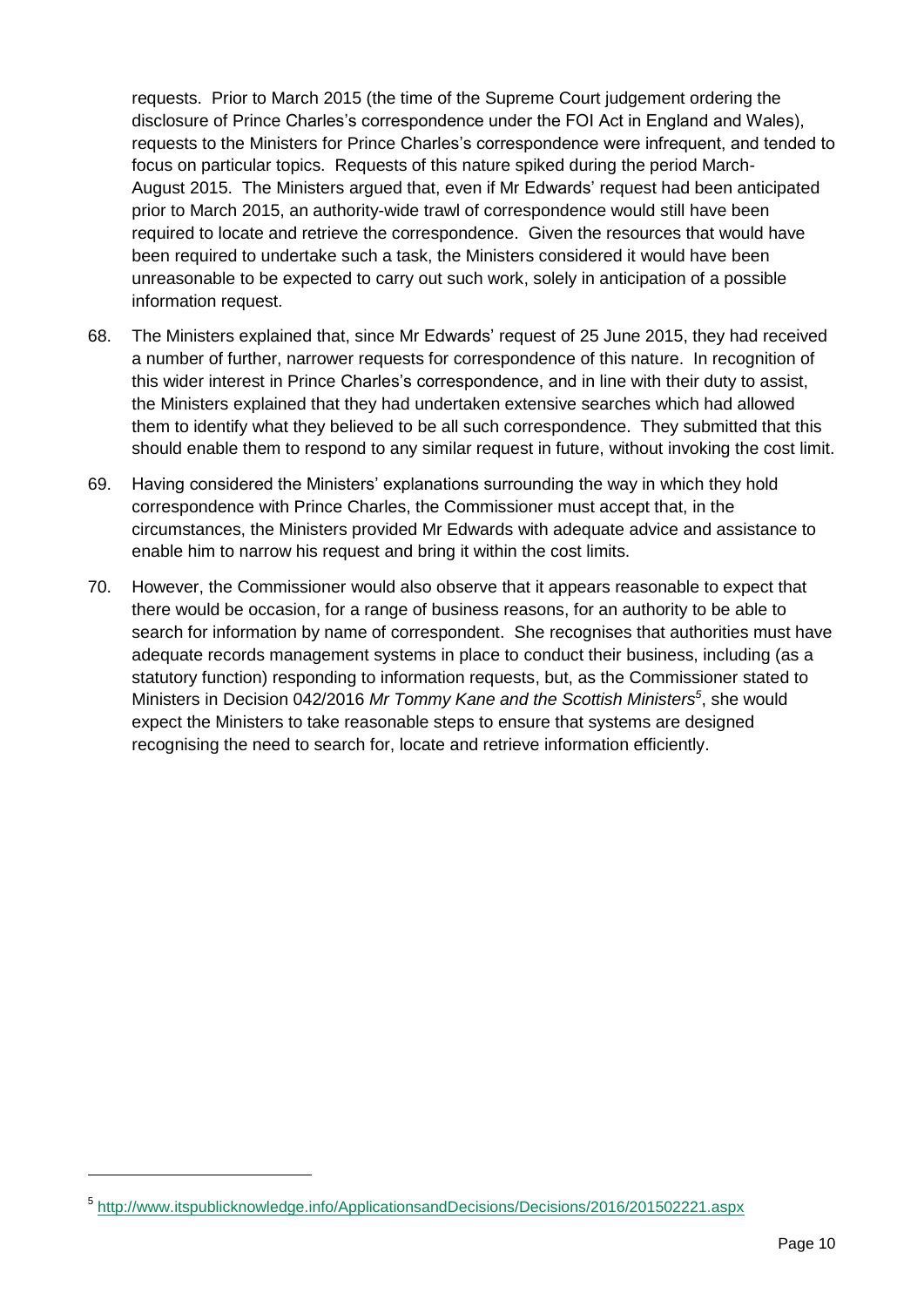requests. Prior to March 2015 (the time of the Supreme Court judgement ordering the disclosure of Prince Charles's correspondence under the FOI Act in England and Wales), requests to the Ministers for Prince Charles's correspondence were infrequent, and tended to focus on particular topics. Requests of this nature spiked during the period March-August 2015. The Ministers argued that, even if Mr Edwards' request had been anticipated prior to March 2015, an authority-wide trawl of correspondence would still have been required to locate and retrieve the correspondence. Given the resources that would have been required to undertake such a task, the Ministers considered it would have been unreasonable to be expected to carry out such work, solely in anticipation of a possible information request.

68. The Ministers explained that, since Mr Edwards' request of 25 June 2015, they had received a number of further, narrower requests for correspondence of this nature. In recognition of this wider interest in Prince Charles's correspondence, and in line with their duty to assist, the Ministers explained that they had undertaken extensive searches which had allowed them to identify what they believed to be all such correspondence. They submitted that this should enable them to respond to any similar request in future, without invoking the cost limit.

69. Having considered the Ministers' explanations surrounding the way in which they hold correspondence with Prince Charles, the Commissioner must accept that, in the circumstances, the Ministers provided Mr Edwards with adequate advice and assistance to enable him to narrow his request and bring it within the cost limits.

70. However, the Commissioner would also observe that it appears reasonable to expect that there would be occasion, for a range of business reasons, for an authority to be able to search for information by name of correspondent. She recognises that authorities must have adequate records management systems in place to conduct their business, including (as a statutory function) responding to information requests, but, as the Commissioner stated to Ministers in Decision 042/2016 *Mr Tommy Kane and the Scottish Ministers*[5], she would expect the Ministers to take reasonable steps to ensure that systems are designed recognising the need to search for, locate and retrieve information efficiently.

[5] http://www.itspublicknowledge.info/ApplicationsandDecisions/Decisions/2016/201502221.aspx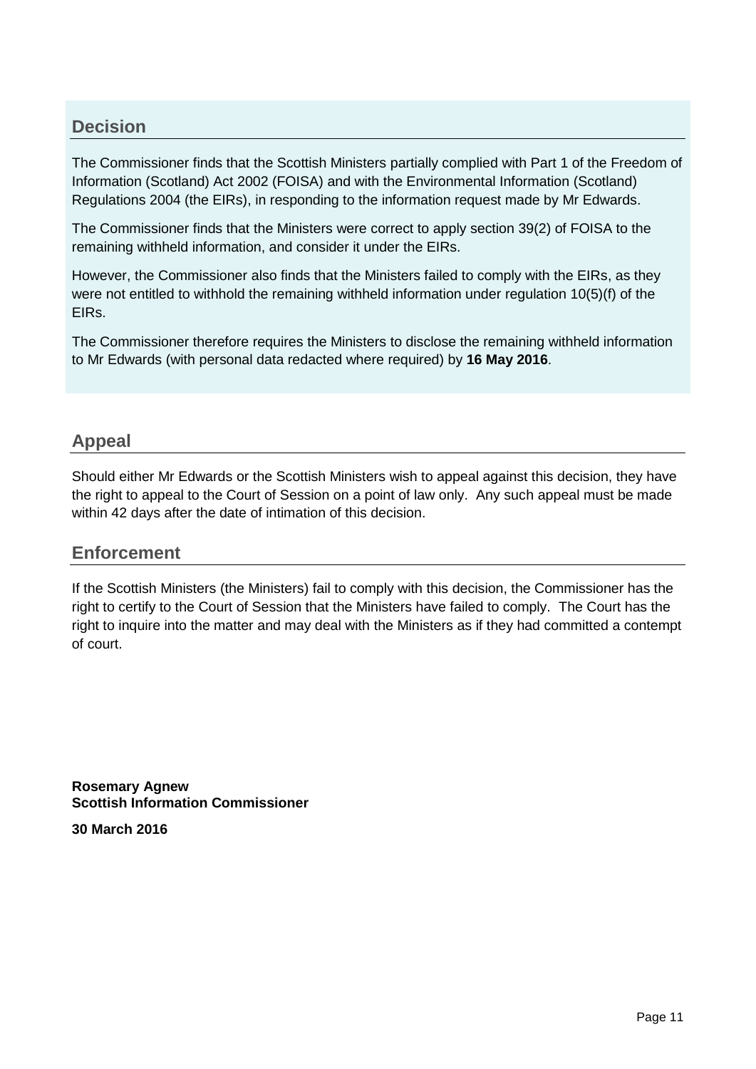## Decision

The Commissioner finds that the Scottish Ministers partially complied with Part 1 of the Freedom of Information (Scotland) Act 2002 (FOISA) and with the Environmental Information (Scotland) Regulations 2004 (the EIRs), in responding to the information request made by Mr Edwards.

The Commissioner finds that the Ministers were correct to apply section 39(2) of FOISA to the remaining withheld information, and consider it under the EIRs.

However, the Commissioner also finds that the Ministers failed to comply with the EIRs, as they were not entitled to withhold the remaining withheld information under regulation 10(5)(f) of the EIRs.

The Commissioner therefore requires the Ministers to disclose the remaining withheld information to Mr Edwards (with personal data redacted where required) by **16 May 2016**.

## Appeal

Should either Mr Edwards or the Scottish Ministers wish to appeal against this decision, they have the right to appeal to the Court of Session on a point of law only. Any such appeal must be made within 42 days after the date of intimation of this decision.

## Enforcement

If the Scottish Ministers (the Ministers) fail to comply with this decision, the Commissioner has the right to certify to the Court of Session that the Ministers have failed to comply. The Court has the right to inquire into the matter and may deal with the Ministers as if they had committed a contempt of court.

**Rosemary Agnew**
**Scottish Information Commissioner**

**30 March 2016**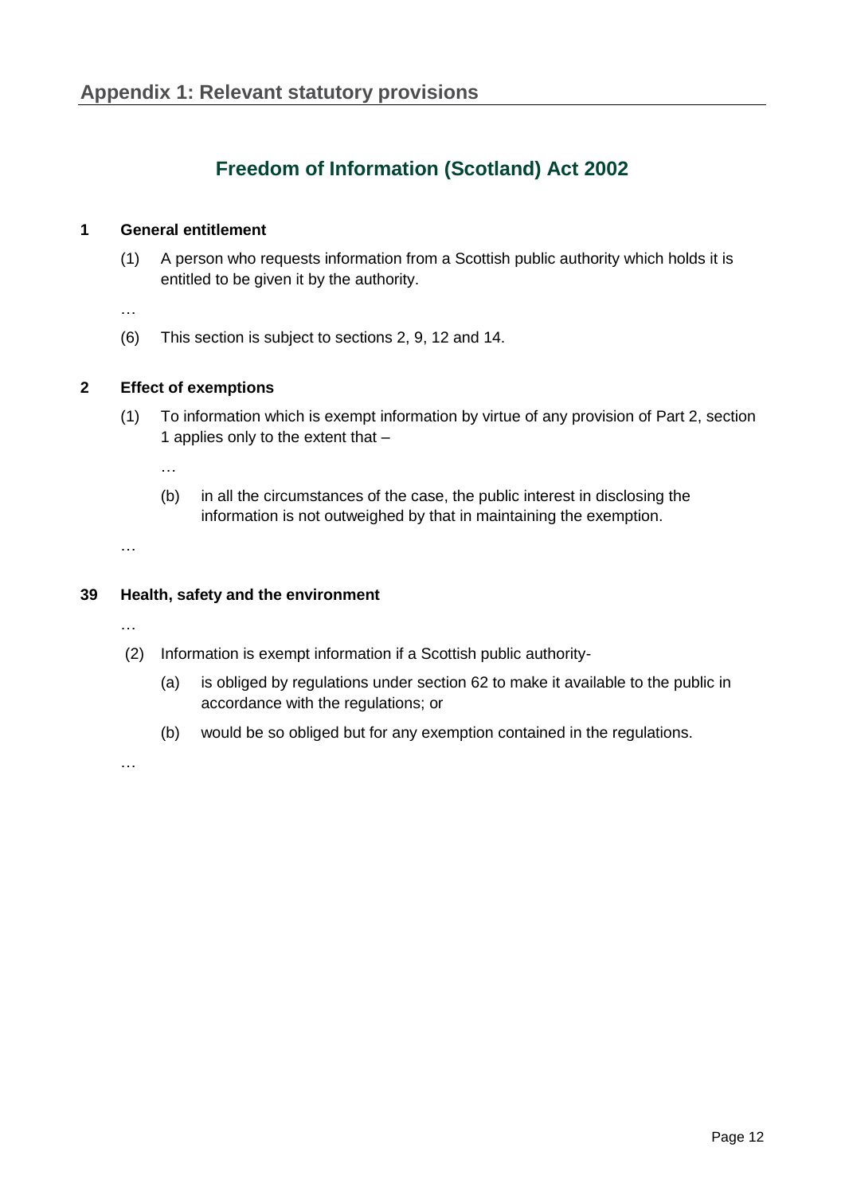## Appendix 1: Relevant statutory provisions

# Freedom of Information (Scotland) Act 2002

**1 General entitlement**

(1) A person who requests information from a Scottish public authority which holds it is entitled to be given it by the authority.

…

(6) This section is subject to sections 2, 9, 12 and 14.

**2 Effect of exemptions**

(1) To information which is exempt information by virtue of any provision of Part 2, section 1 applies only to the extent that –

…

(b) in all the circumstances of the case, the public interest in disclosing the information is not outweighed by that in maintaining the exemption.

…

**39 Health, safety and the environment**

…

(2) Information is exempt information if a Scottish public authority-

(a) is obliged by regulations under section 62 to make it available to the public in accordance with the regulations; or

(b) would be so obliged but for any exemption contained in the regulations.

…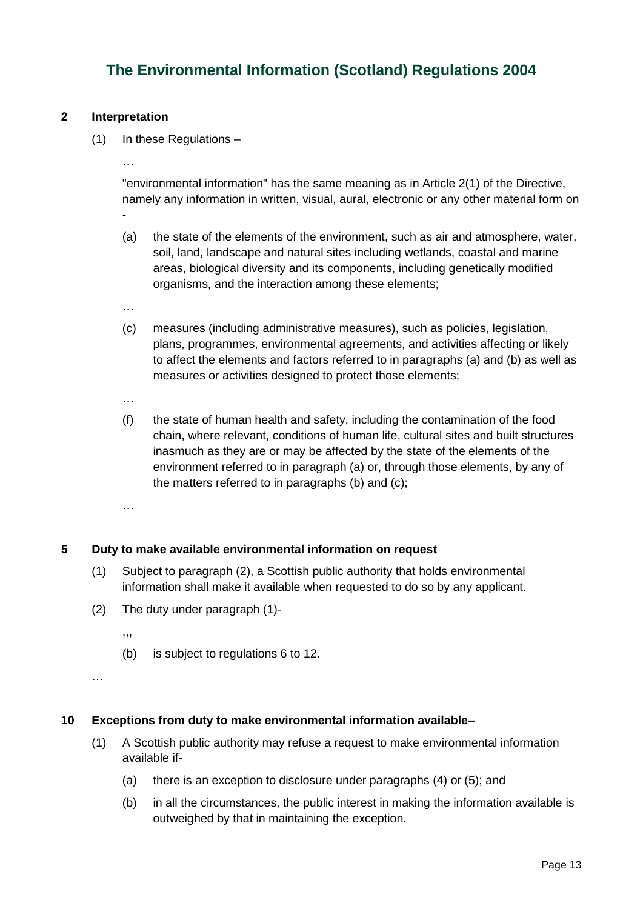# The Environmental Information (Scotland) Regulations 2004

**2 Interpretation**

(1) In these Regulations –

…

"environmental information" has the same meaning as in Article 2(1) of the Directive, namely any information in written, visual, aural, electronic or any other material form on -

(a) the state of the elements of the environment, such as air and atmosphere, water, soil, land, landscape and natural sites including wetlands, coastal and marine areas, biological diversity and its components, including genetically modified organisms, and the interaction among these elements;

…

(c) measures (including administrative measures), such as policies, legislation, plans, programmes, environmental agreements, and activities affecting or likely to affect the elements and factors referred to in paragraphs (a) and (b) as well as measures or activities designed to protect those elements;

…

(f) the state of human health and safety, including the contamination of the food chain, where relevant, conditions of human life, cultural sites and built structures inasmuch as they are or may be affected by the state of the elements of the environment referred to in paragraph (a) or, through those elements, by any of the matters referred to in paragraphs (b) and (c);

…

**5 Duty to make available environmental information on request**

(1) Subject to paragraph (2), a Scottish public authority that holds environmental information shall make it available when requested to do so by any applicant.

(2) The duty under paragraph (1)-

,,,

(b) is subject to regulations 6 to 12.

…

**10 Exceptions from duty to make environmental information available–**

(1) A Scottish public authority may refuse a request to make environmental information available if-

(a) there is an exception to disclosure under paragraphs (4) or (5); and

(b) in all the circumstances, the public interest in making the information available is outweighed by that in maintaining the exception.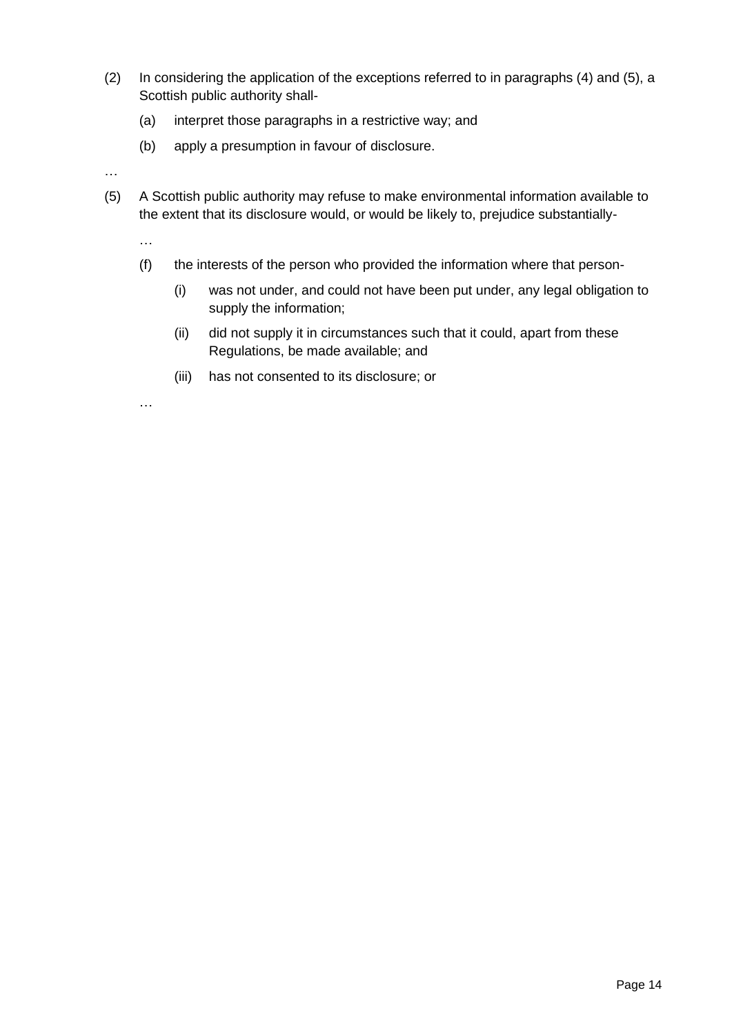(2) In considering the application of the exceptions referred to in paragraphs (4) and (5), a Scottish public authority shall-

   (a) interpret those paragraphs in a restrictive way; and

   (b) apply a presumption in favour of disclosure.

…

(5) A Scottish public authority may refuse to make environmental information available to the extent that its disclosure would, or would be likely to, prejudice substantially-

   …

   (f) the interests of the person who provided the information where that person-

      (i) was not under, and could not have been put under, any legal obligation to supply the information;

      (ii) did not supply it in circumstances such that it could, apart from these Regulations, be made available; and

      (iii) has not consented to its disclosure; or

   …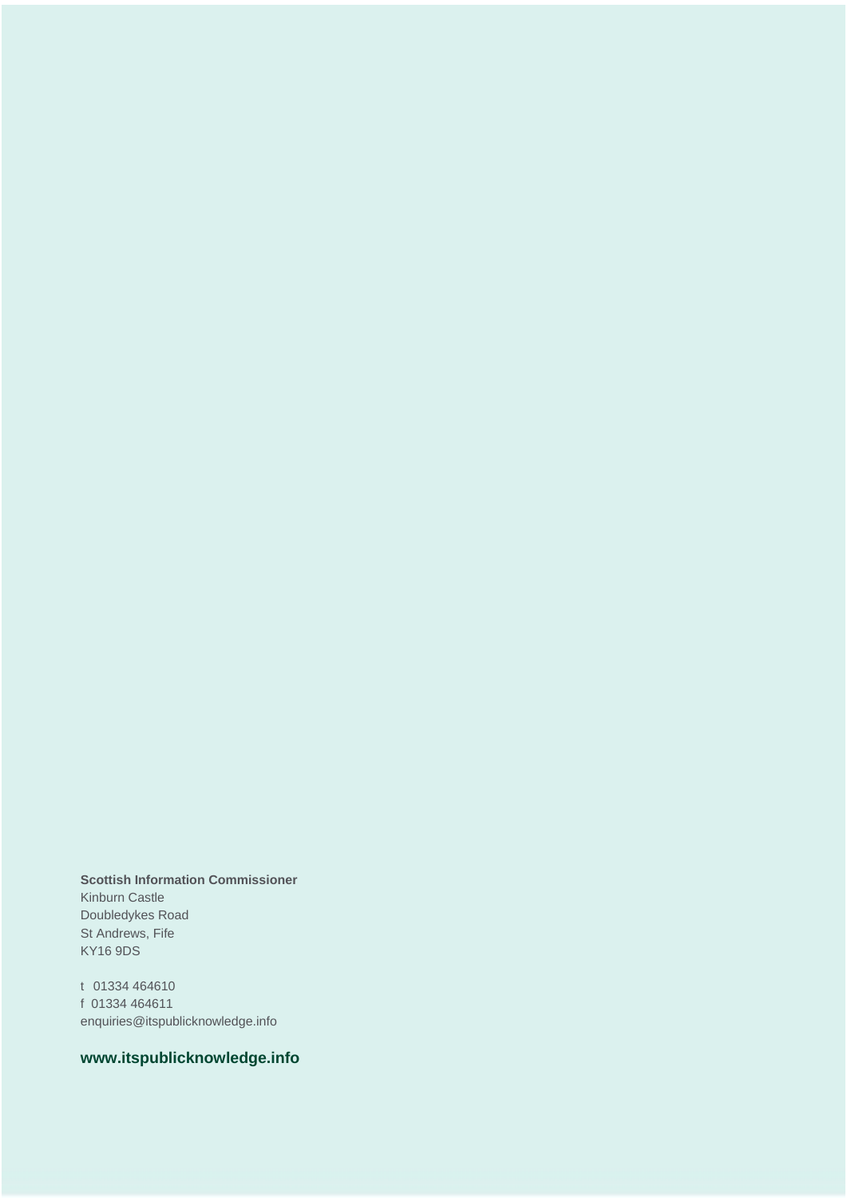**Scottish Information Commissioner**
Kinburn Castle
Doubledykes Road
St Andrews, Fife
KY16 9DS

t 01334 464610
f 01334 464611
enquiries@itspublicknowledge.info

**www.itspublicknowledge.info**